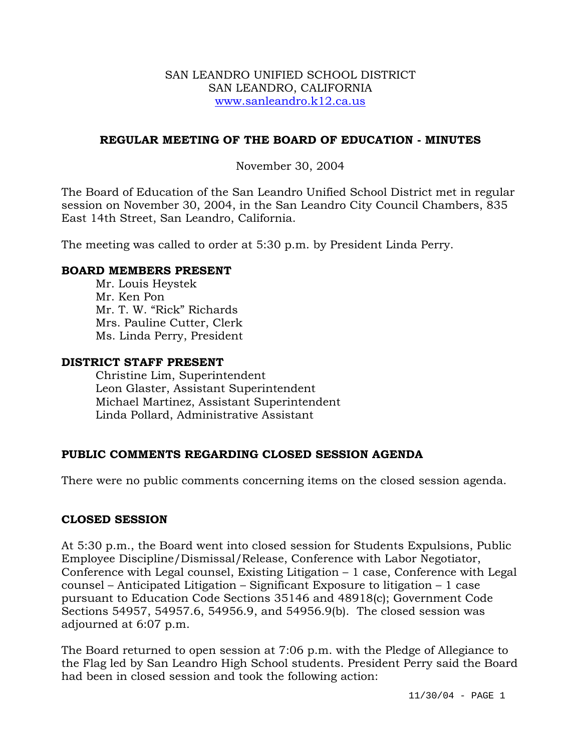SAN LEANDRO UNIFIED SCHOOL DISTRICT
SAN LEANDRO, CALIFORNIA
www.sanleandro.k12.ca.us

## REGULAR MEETING OF THE BOARD OF EDUCATION - MINUTES

November 30, 2004

The Board of Education of the San Leandro Unified School District met in regular session on November 30, 2004, in the San Leandro City Council Chambers, 835 East 14th Street, San Leandro, California.

The meeting was called to order at 5:30 p.m. by President Linda Perry.

### BOARD MEMBERS PRESENT

Mr. Louis Heystek
Mr. Ken Pon
Mr. T. W. "Rick" Richards
Mrs. Pauline Cutter, Clerk
Ms. Linda Perry, President

### DISTRICT STAFF PRESENT

Christine Lim, Superintendent
Leon Glaster, Assistant Superintendent
Michael Martinez, Assistant Superintendent
Linda Pollard, Administrative Assistant

### PUBLIC COMMENTS REGARDING CLOSED SESSION AGENDA

There were no public comments concerning items on the closed session agenda.

### CLOSED SESSION

At 5:30 p.m., the Board went into closed session for Students Expulsions, Public Employee Discipline/Dismissal/Release, Conference with Labor Negotiator, Conference with Legal counsel, Existing Litigation – 1 case, Conference with Legal counsel – Anticipated Litigation – Significant Exposure to litigation – 1 case pursuant to Education Code Sections 35146 and 48918(c); Government Code Sections 54957, 54957.6, 54956.9, and 54956.9(b). The closed session was adjourned at 6:07 p.m.

The Board returned to open session at 7:06 p.m. with the Pledge of Allegiance to the Flag led by San Leandro High School students. President Perry said the Board had been in closed session and took the following action: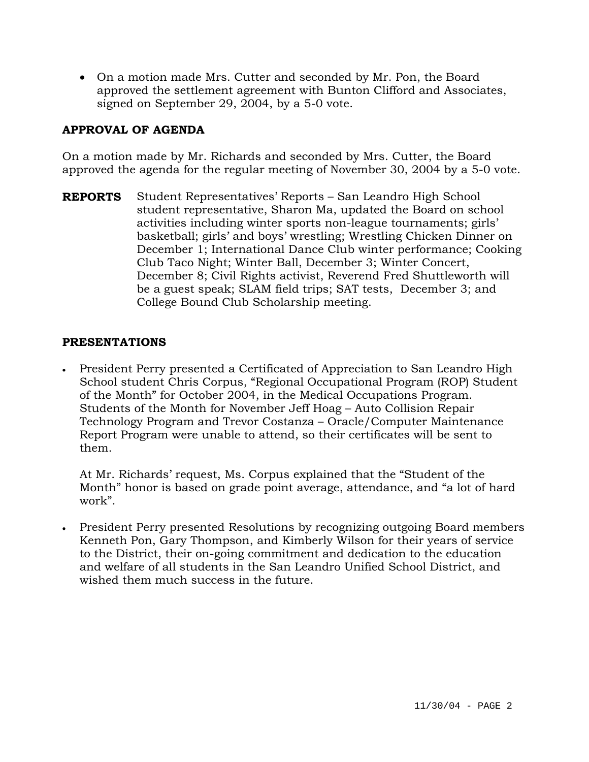- On a motion made Mrs. Cutter and seconded by Mr. Pon, the Board approved the settlement agreement with Bunton Clifford and Associates, signed on September 29, 2004, by a 5-0 vote.

## APPROVAL OF AGENDA

On a motion made by Mr. Richards and seconded by Mrs. Cutter, the Board approved the agenda for the regular meeting of November 30, 2004 by a 5-0 vote.

**REPORTS** Student Representatives' Reports – San Leandro High School student representative, Sharon Ma, updated the Board on school activities including winter sports non-league tournaments; girls' basketball; girls' and boys' wrestling; Wrestling Chicken Dinner on December 1; International Dance Club winter performance; Cooking Club Taco Night; Winter Ball, December 3; Winter Concert, December 8; Civil Rights activist, Reverend Fred Shuttleworth will be a guest speak; SLAM field trips; SAT tests, December 3; and College Bound Club Scholarship meeting.

## PRESENTATIONS

- President Perry presented a Certificated of Appreciation to San Leandro High School student Chris Corpus, "Regional Occupational Program (ROP) Student of the Month" for October 2004, in the Medical Occupations Program. Students of the Month for November Jeff Hoag – Auto Collision Repair Technology Program and Trevor Costanza – Oracle/Computer Maintenance Report Program were unable to attend, so their certificates will be sent to them.

  At Mr. Richards' request, Ms. Corpus explained that the "Student of the Month" honor is based on grade point average, attendance, and "a lot of hard work".

- President Perry presented Resolutions by recognizing outgoing Board members Kenneth Pon, Gary Thompson, and Kimberly Wilson for their years of service to the District, their on-going commitment and dedication to the education and welfare of all students in the San Leandro Unified School District, and wished them much success in the future.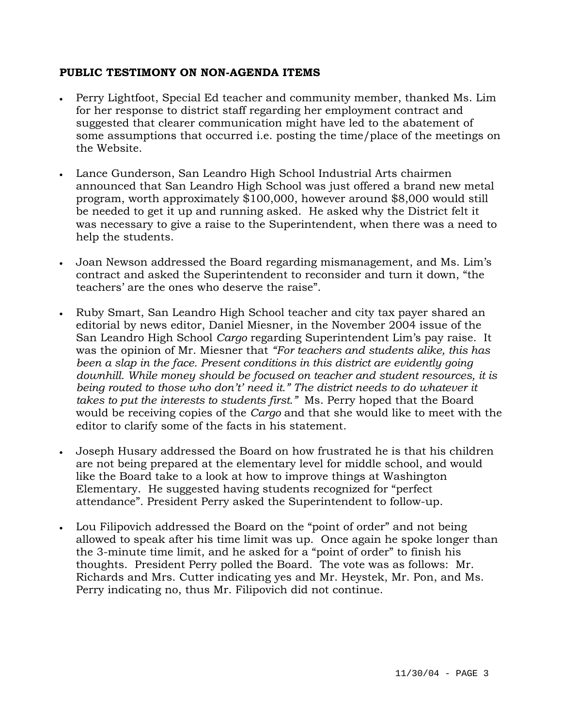**PUBLIC TESTIMONY ON NON-AGENDA ITEMS**

- Perry Lightfoot, Special Ed teacher and community member, thanked Ms. Lim for her response to district staff regarding her employment contract and suggested that clearer communication might have led to the abatement of some assumptions that occurred i.e. posting the time/place of the meetings on the Website.

- Lance Gunderson, San Leandro High School Industrial Arts chairmen announced that San Leandro High School was just offered a brand new metal program, worth approximately $100,000, however around $8,000 would still be needed to get it up and running asked. He asked why the District felt it was necessary to give a raise to the Superintendent, when there was a need to help the students.

- Joan Newson addressed the Board regarding mismanagement, and Ms. Lim's contract and asked the Superintendent to reconsider and turn it down, "the teachers' are the ones who deserve the raise".

- Ruby Smart, San Leandro High School teacher and city tax payer shared an editorial by news editor, Daniel Miesner, in the November 2004 issue of the San Leandro High School *Cargo* regarding Superintendent Lim's pay raise. It was the opinion of Mr. Miesner that *"For teachers and students alike, this has been a slap in the face. Present conditions in this district are evidently going downhill. While money should be focused on teacher and student resources, it is being routed to those who don't' need it." The district needs to do whatever it takes to put the interests to students first."* Ms. Perry hoped that the Board would be receiving copies of the *Cargo* and that she would like to meet with the editor to clarify some of the facts in his statement.

- Joseph Husary addressed the Board on how frustrated he is that his children are not being prepared at the elementary level for middle school, and would like the Board take to a look at how to improve things at Washington Elementary. He suggested having students recognized for "perfect attendance". President Perry asked the Superintendent to follow-up.

- Lou Filipovich addressed the Board on the "point of order" and not being allowed to speak after his time limit was up. Once again he spoke longer than the 3-minute time limit, and he asked for a "point of order" to finish his thoughts. President Perry polled the Board. The vote was as follows: Mr. Richards and Mrs. Cutter indicating yes and Mr. Heystek, Mr. Pon, and Ms. Perry indicating no, thus Mr. Filipovich did not continue.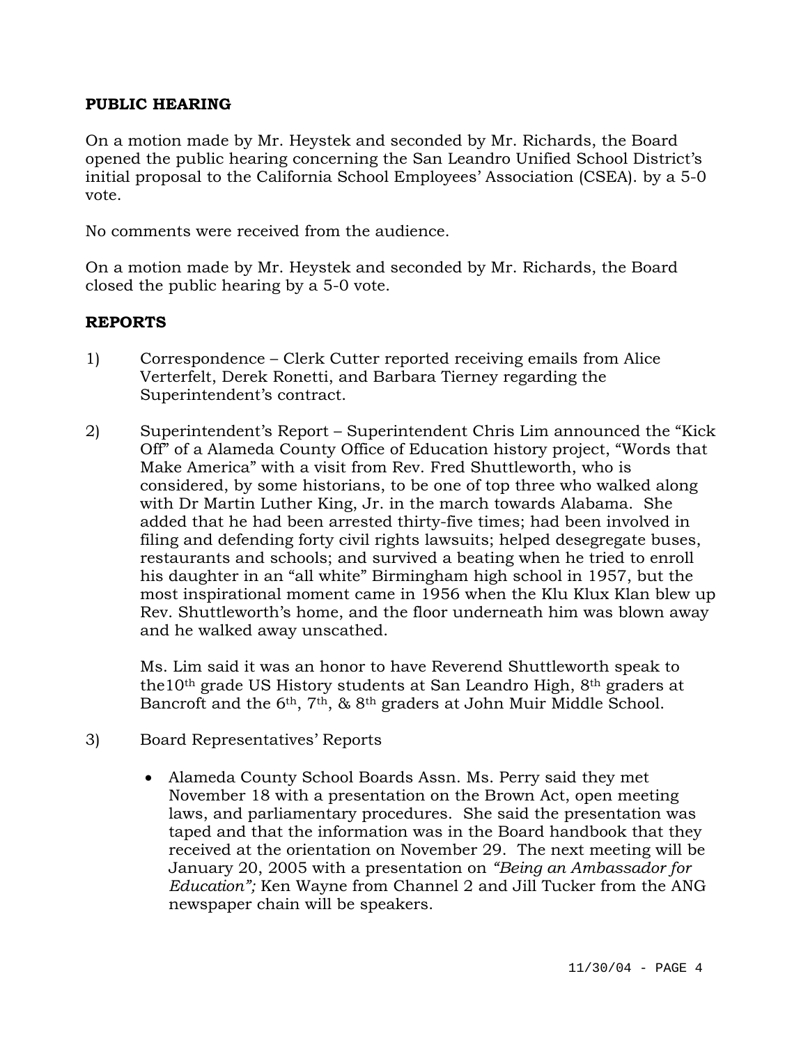## PUBLIC HEARING

On a motion made by Mr. Heystek and seconded by Mr. Richards, the Board opened the public hearing concerning the San Leandro Unified School District's initial proposal to the California School Employees' Association (CSEA). by a 5-0 vote.

No comments were received from the audience.

On a motion made by Mr. Heystek and seconded by Mr. Richards, the Board closed the public hearing by a 5-0 vote.

## REPORTS

1) Correspondence – Clerk Cutter reported receiving emails from Alice Verterfelt, Derek Ronetti, and Barbara Tierney regarding the Superintendent's contract.

2) Superintendent's Report – Superintendent Chris Lim announced the "Kick Off" of a Alameda County Office of Education history project, "Words that Make America" with a visit from Rev. Fred Shuttleworth, who is considered, by some historians, to be one of top three who walked along with Dr Martin Luther King, Jr. in the march towards Alabama. She added that he had been arrested thirty-five times; had been involved in filing and defending forty civil rights lawsuits; helped desegregate buses, restaurants and schools; and survived a beating when he tried to enroll his daughter in an "all white" Birmingham high school in 1957, but the most inspirational moment came in 1956 when the Klu Klux Klan blew up Rev. Shuttleworth's home, and the floor underneath him was blown away and he walked away unscathed.

   Ms. Lim said it was an honor to have Reverend Shuttleworth speak to the10th grade US History students at San Leandro High, 8th graders at Bancroft and the 6th, 7th, & 8th graders at John Muir Middle School.

3) Board Representatives' Reports

   - Alameda County School Boards Assn. Ms. Perry said they met November 18 with a presentation on the Brown Act, open meeting laws, and parliamentary procedures. She said the presentation was taped and that the information was in the Board handbook that they received at the orientation on November 29. The next meeting will be January 20, 2005 with a presentation on *"Being an Ambassador for Education";* Ken Wayne from Channel 2 and Jill Tucker from the ANG newspaper chain will be speakers.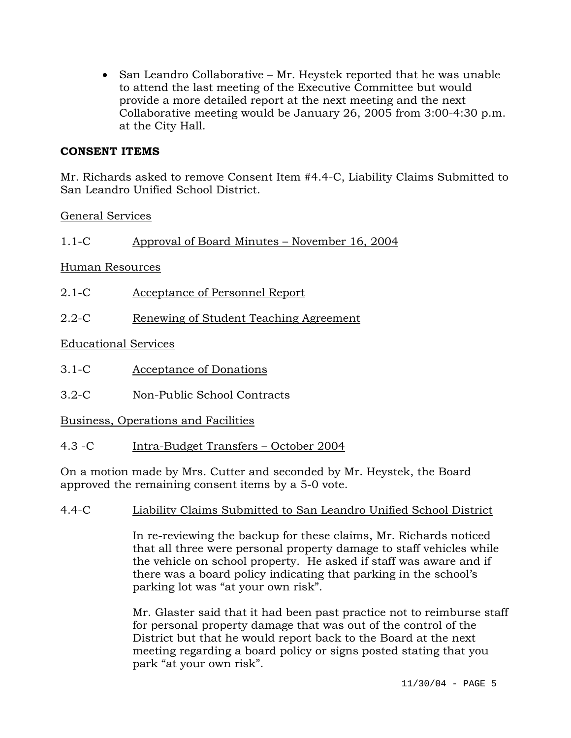- San Leandro Collaborative – Mr. Heystek reported that he was unable to attend the last meeting of the Executive Committee but would provide a more detailed report at the next meeting and the next Collaborative meeting would be January 26, 2005 from 3:00-4:30 p.m. at the City Hall.

**CONSENT ITEMS**

Mr. Richards asked to remove Consent Item #4.4-C, Liability Claims Submitted to San Leandro Unified School District.

General Services

1.1-C Approval of Board Minutes – November 16, 2004

Human Resources

2.1-C Acceptance of Personnel Report

2.2-C Renewing of Student Teaching Agreement

Educational Services

3.1-C Acceptance of Donations

3.2-C Non-Public School Contracts

Business, Operations and Facilities

4.3 -C Intra-Budget Transfers – October 2004

On a motion made by Mrs. Cutter and seconded by Mr. Heystek, the Board approved the remaining consent items by a 5-0 vote.

4.4-C Liability Claims Submitted to San Leandro Unified School District

In re-reviewing the backup for these claims, Mr. Richards noticed that all three were personal property damage to staff vehicles while the vehicle on school property. He asked if staff was aware and if there was a board policy indicating that parking in the school's parking lot was "at your own risk".

Mr. Glaster said that it had been past practice not to reimburse staff for personal property damage that was out of the control of the District but that he would report back to the Board at the next meeting regarding a board policy or signs posted stating that you park "at your own risk".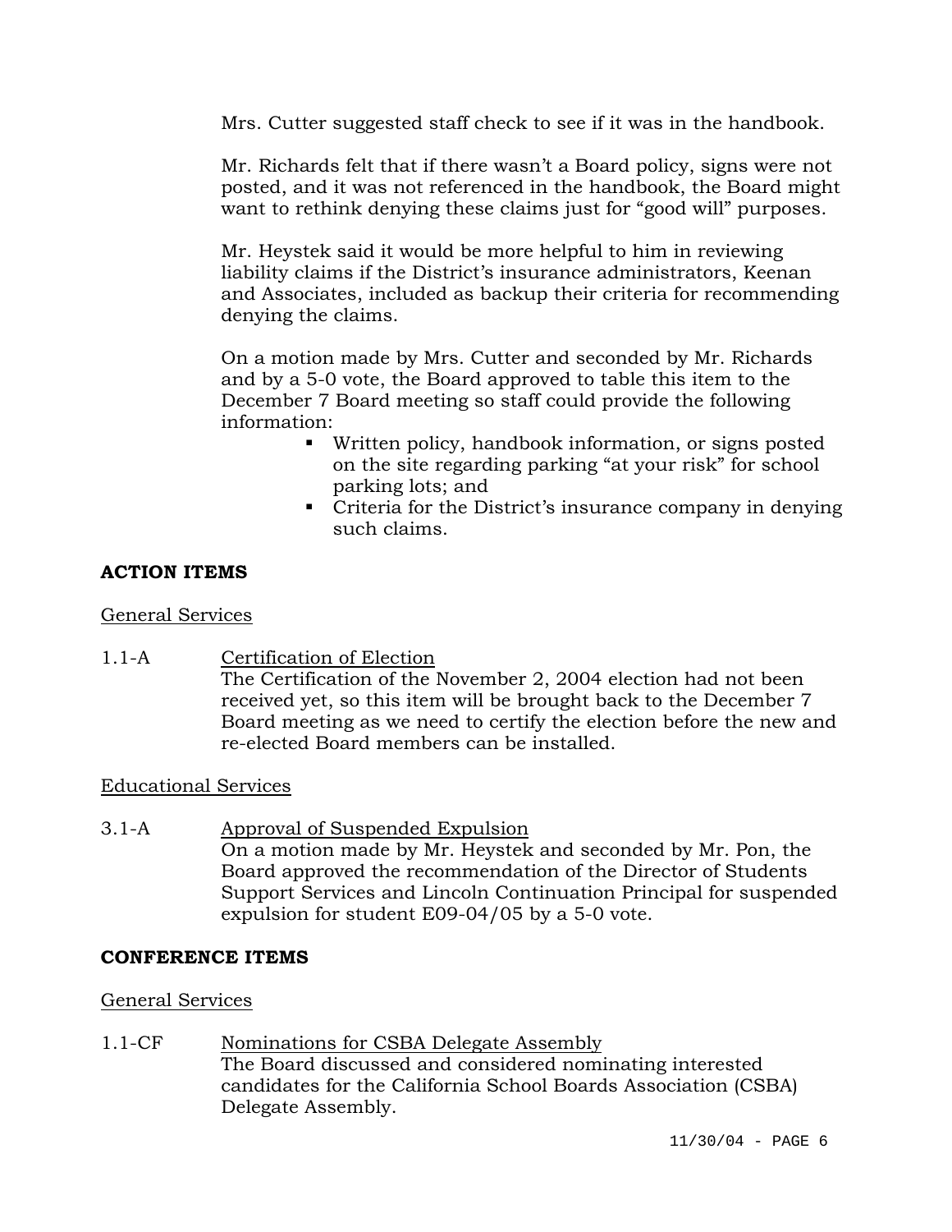Mrs. Cutter suggested staff check to see if it was in the handbook.

Mr. Richards felt that if there wasn't a Board policy, signs were not posted, and it was not referenced in the handbook, the Board might want to rethink denying these claims just for "good will" purposes.

Mr. Heystek said it would be more helpful to him in reviewing liability claims if the District's insurance administrators, Keenan and Associates, included as backup their criteria for recommending denying the claims.

On a motion made by Mrs. Cutter and seconded by Mr. Richards and by a 5-0 vote, the Board approved to table this item to the December 7 Board meeting so staff could provide the following information:

- Written policy, handbook information, or signs posted on the site regarding parking "at your risk" for school parking lots; and
- Criteria for the District's insurance company in denying such claims.

**ACTION ITEMS**

General Services

1.1-A Certification of Election
The Certification of the November 2, 2004 election had not been received yet, so this item will be brought back to the December 7 Board meeting as we need to certify the election before the new and re-elected Board members can be installed.

Educational Services

3.1-A Approval of Suspended Expulsion
On a motion made by Mr. Heystek and seconded by Mr. Pon, the Board approved the recommendation of the Director of Students Support Services and Lincoln Continuation Principal for suspended expulsion for student E09-04/05 by a 5-0 vote.

**CONFERENCE ITEMS**

General Services

1.1-CF Nominations for CSBA Delegate Assembly
The Board discussed and considered nominating interested candidates for the California School Boards Association (CSBA) Delegate Assembly.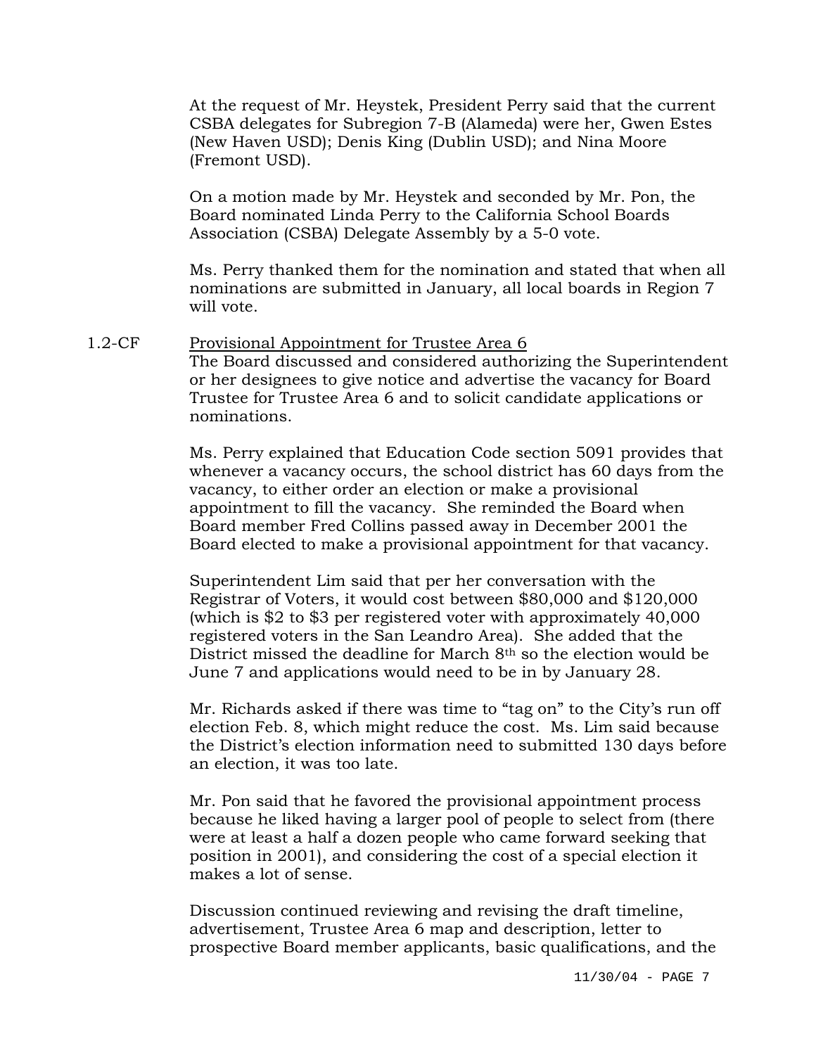At the request of Mr. Heystek, President Perry said that the current CSBA delegates for Subregion 7-B (Alameda) were her, Gwen Estes (New Haven USD); Denis King (Dublin USD); and Nina Moore (Fremont USD).

On a motion made by Mr. Heystek and seconded by Mr. Pon, the Board nominated Linda Perry to the California School Boards Association (CSBA) Delegate Assembly by a 5-0 vote.

Ms. Perry thanked them for the nomination and stated that when all nominations are submitted in January, all local boards in Region 7 will vote.

1.2-CF <u>Provisional Appointment for Trustee Area 6</u>

The Board discussed and considered authorizing the Superintendent or her designees to give notice and advertise the vacancy for Board Trustee for Trustee Area 6 and to solicit candidate applications or nominations.

Ms. Perry explained that Education Code section 5091 provides that whenever a vacancy occurs, the school district has 60 days from the vacancy, to either order an election or make a provisional appointment to fill the vacancy. She reminded the Board when Board member Fred Collins passed away in December 2001 the Board elected to make a provisional appointment for that vacancy.

Superintendent Lim said that per her conversation with the Registrar of Voters, it would cost between $80,000 and $120,000 (which is $2 to $3 per registered voter with approximately 40,000 registered voters in the San Leandro Area). She added that the District missed the deadline for March 8th so the election would be June 7 and applications would need to be in by January 28.

Mr. Richards asked if there was time to "tag on" to the City's run off election Feb. 8, which might reduce the cost. Ms. Lim said because the District's election information need to submitted 130 days before an election, it was too late.

Mr. Pon said that he favored the provisional appointment process because he liked having a larger pool of people to select from (there were at least a half a dozen people who came forward seeking that position in 2001), and considering the cost of a special election it makes a lot of sense.

Discussion continued reviewing and revising the draft timeline, advertisement, Trustee Area 6 map and description, letter to prospective Board member applicants, basic qualifications, and the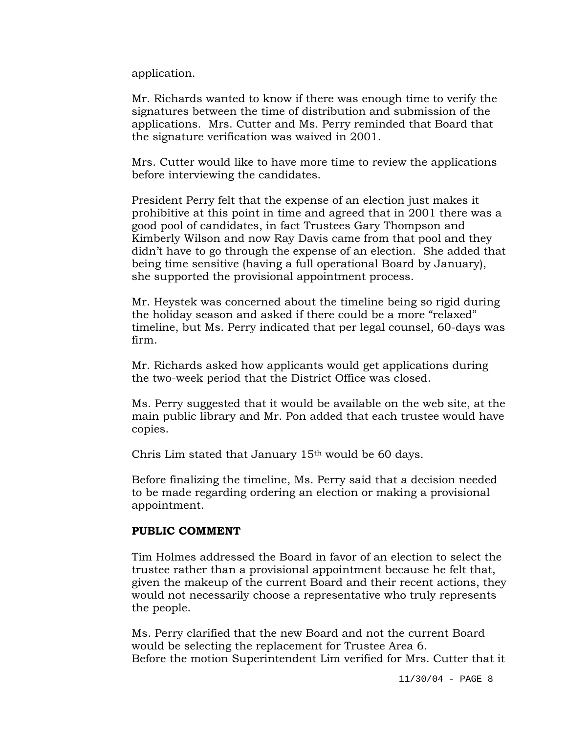application.

Mr. Richards wanted to know if there was enough time to verify the signatures between the time of distribution and submission of the applications. Mrs. Cutter and Ms. Perry reminded that Board that the signature verification was waived in 2001.

Mrs. Cutter would like to have more time to review the applications before interviewing the candidates.

President Perry felt that the expense of an election just makes it prohibitive at this point in time and agreed that in 2001 there was a good pool of candidates, in fact Trustees Gary Thompson and Kimberly Wilson and now Ray Davis came from that pool and they didn't have to go through the expense of an election. She added that being time sensitive (having a full operational Board by January), she supported the provisional appointment process.

Mr. Heystek was concerned about the timeline being so rigid during the holiday season and asked if there could be a more "relaxed" timeline, but Ms. Perry indicated that per legal counsel, 60-days was firm.

Mr. Richards asked how applicants would get applications during the two-week period that the District Office was closed.

Ms. Perry suggested that it would be available on the web site, at the main public library and Mr. Pon added that each trustee would have copies.

Chris Lim stated that January 15th would be 60 days.

Before finalizing the timeline, Ms. Perry said that a decision needed to be made regarding ordering an election or making a provisional appointment.

**PUBLIC COMMENT**

Tim Holmes addressed the Board in favor of an election to select the trustee rather than a provisional appointment because he felt that, given the makeup of the current Board and their recent actions, they would not necessarily choose a representative who truly represents the people.

Ms. Perry clarified that the new Board and not the current Board would be selecting the replacement for Trustee Area 6.
Before the motion Superintendent Lim verified for Mrs. Cutter that it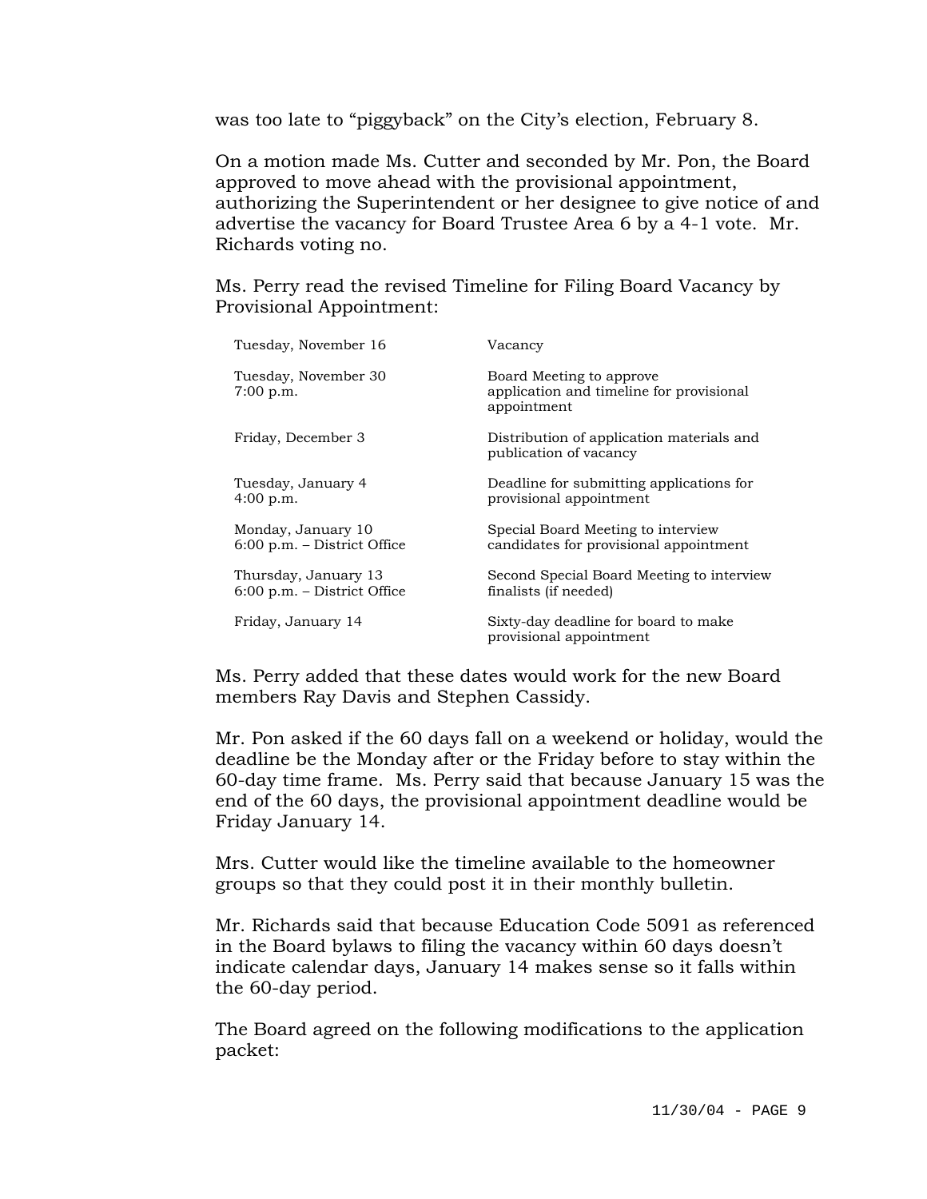was too late to "piggyback" on the City's election, February 8.

On a motion made Ms. Cutter and seconded by Mr. Pon, the Board approved to move ahead with the provisional appointment, authorizing the Superintendent or her designee to give notice of and advertise the vacancy for Board Trustee Area 6 by a 4-1 vote. Mr. Richards voting no.

Ms. Perry read the revised Timeline for Filing Board Vacancy by Provisional Appointment:

| | |
|---|---|
| Tuesday, November 16 | Vacancy |
| Tuesday, November 30<br>7:00 p.m. | Board Meeting to approve application and timeline for provisional appointment |
| Friday, December 3 | Distribution of application materials and publication of vacancy |
| Tuesday, January 4<br>4:00 p.m. | Deadline for submitting applications for provisional appointment |
| Monday, January 10<br>6:00 p.m. – District Office | Special Board Meeting to interview candidates for provisional appointment |
| Thursday, January 13<br>6:00 p.m. – District Office | Second Special Board Meeting to interview finalists (if needed) |
| Friday, January 14 | Sixty-day deadline for board to make provisional appointment |

Ms. Perry added that these dates would work for the new Board members Ray Davis and Stephen Cassidy.

Mr. Pon asked if the 60 days fall on a weekend or holiday, would the deadline be the Monday after or the Friday before to stay within the 60-day time frame. Ms. Perry said that because January 15 was the end of the 60 days, the provisional appointment deadline would be Friday January 14.

Mrs. Cutter would like the timeline available to the homeowner groups so that they could post it in their monthly bulletin.

Mr. Richards said that because Education Code 5091 as referenced in the Board bylaws to filing the vacancy within 60 days doesn't indicate calendar days, January 14 makes sense so it falls within the 60-day period.

The Board agreed on the following modifications to the application packet: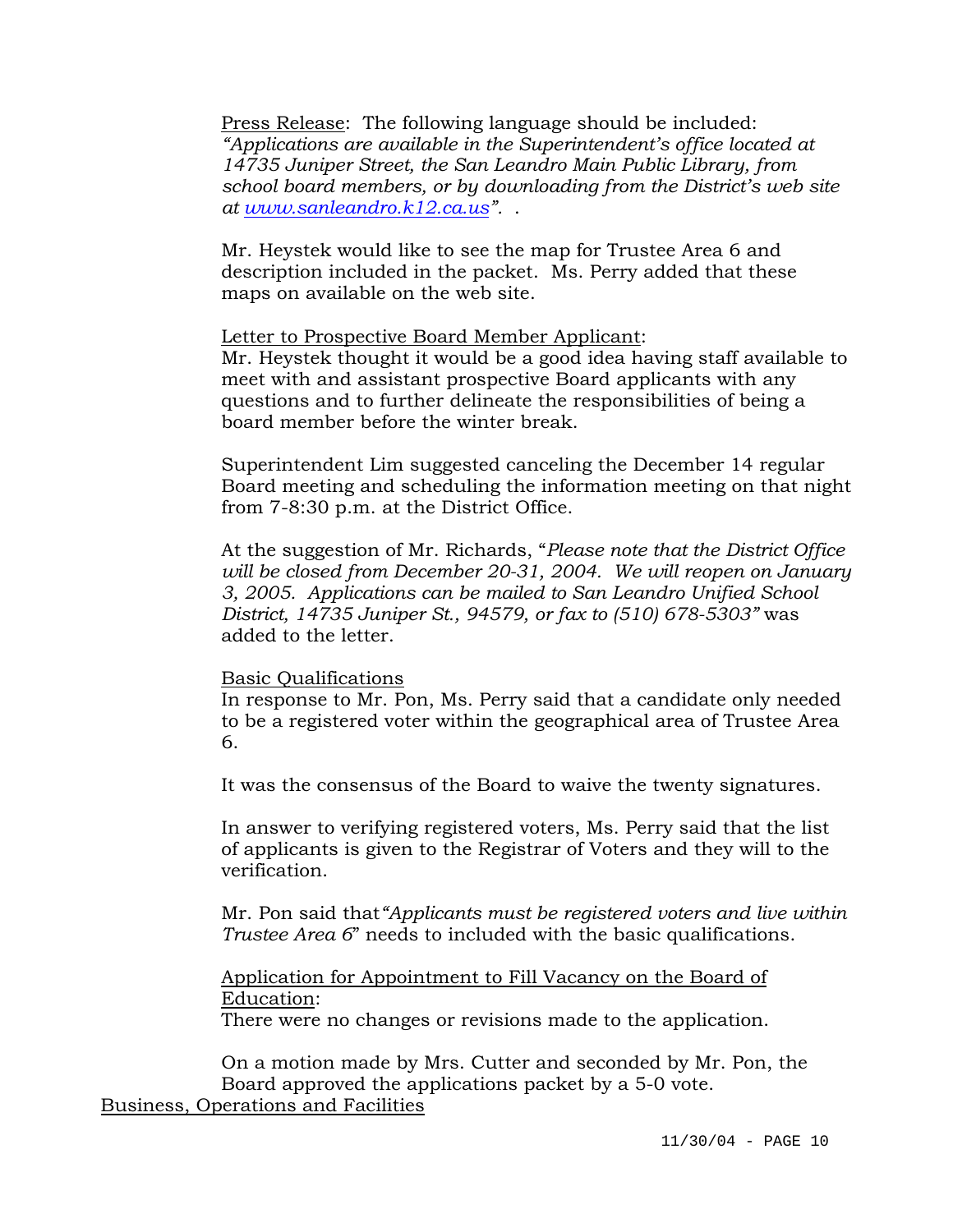Press Release: The following language should be included: *"Applications are available in the Superintendent's office located at 14735 Juniper Street, the San Leandro Main Public Library, from school board members, or by downloading from the District's web site at [www.sanleandro.k12.ca.us](http://www.sanleandro.k12.ca.us)".* .

Mr. Heystek would like to see the map for Trustee Area 6 and description included in the packet. Ms. Perry added that these maps on available on the web site.

Letter to Prospective Board Member Applicant:
Mr. Heystek thought it would be a good idea having staff available to meet with and assistant prospective Board applicants with any questions and to further delineate the responsibilities of being a board member before the winter break.

Superintendent Lim suggested canceling the December 14 regular Board meeting and scheduling the information meeting on that night from 7-8:30 p.m. at the District Office.

At the suggestion of Mr. Richards, "*Please note that the District Office will be closed from December 20-31, 2004. We will reopen on January 3, 2005. Applications can be mailed to San Leandro Unified School District, 14735 Juniper St., 94579, or fax to (510) 678-5303"* was added to the letter.

Basic Qualifications
In response to Mr. Pon, Ms. Perry said that a candidate only needed to be a registered voter within the geographical area of Trustee Area 6.

It was the consensus of the Board to waive the twenty signatures.

In answer to verifying registered voters, Ms. Perry said that the list of applicants is given to the Registrar of Voters and they will to the verification.

Mr. Pon said that*"Applicants must be registered voters and live within Trustee Area 6*" needs to included with the basic qualifications.

Application for Appointment to Fill Vacancy on the Board of Education:
There were no changes or revisions made to the application.

On a motion made by Mrs. Cutter and seconded by Mr. Pon, the Board approved the applications packet by a 5-0 vote.

Business, Operations and Facilities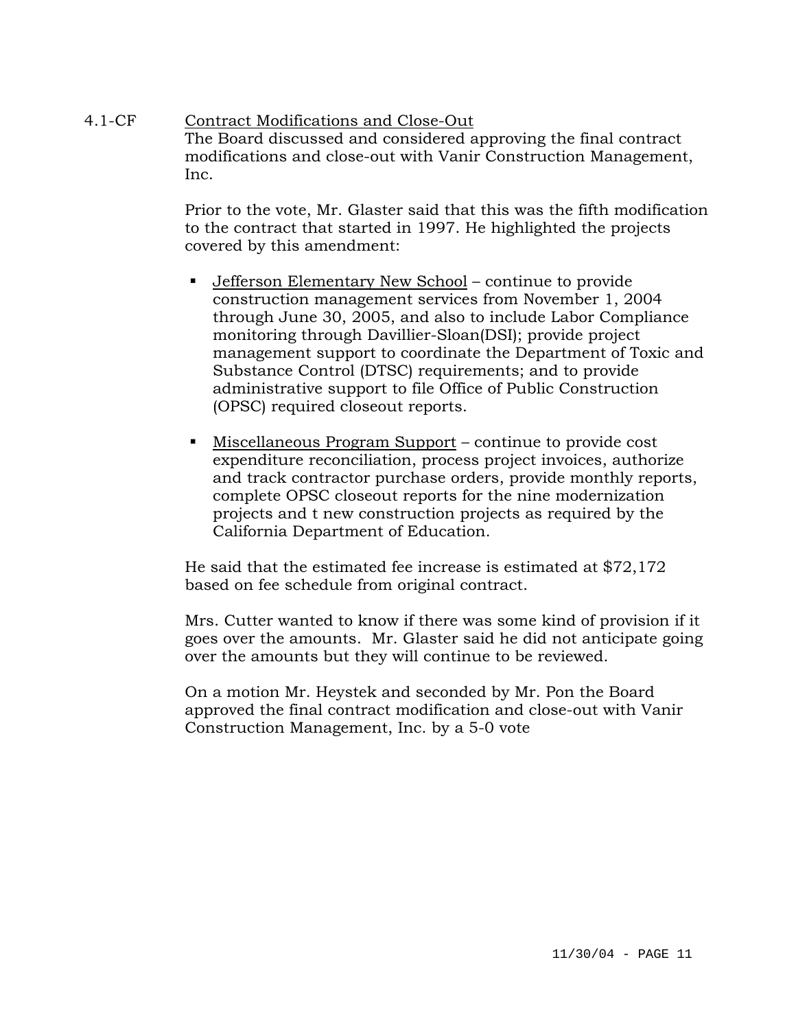4.1-CF Contract Modifications and Close-Out

The Board discussed and considered approving the final contract modifications and close-out with Vanir Construction Management, Inc.

Prior to the vote, Mr. Glaster said that this was the fifth modification to the contract that started in 1997. He highlighted the projects covered by this amendment:

- Jefferson Elementary New School – continue to provide construction management services from November 1, 2004 through June 30, 2005, and also to include Labor Compliance monitoring through Davillier-Sloan(DSI); provide project management support to coordinate the Department of Toxic and Substance Control (DTSC) requirements; and to provide administrative support to file Office of Public Construction (OPSC) required closeout reports.
- Miscellaneous Program Support – continue to provide cost expenditure reconciliation, process project invoices, authorize and track contractor purchase orders, provide monthly reports, complete OPSC closeout reports for the nine modernization projects and t new construction projects as required by the California Department of Education.

He said that the estimated fee increase is estimated at $72,172 based on fee schedule from original contract.

Mrs. Cutter wanted to know if there was some kind of provision if it goes over the amounts. Mr. Glaster said he did not anticipate going over the amounts but they will continue to be reviewed.

On a motion Mr. Heystek and seconded by Mr. Pon the Board approved the final contract modification and close-out with Vanir Construction Management, Inc. by a 5-0 vote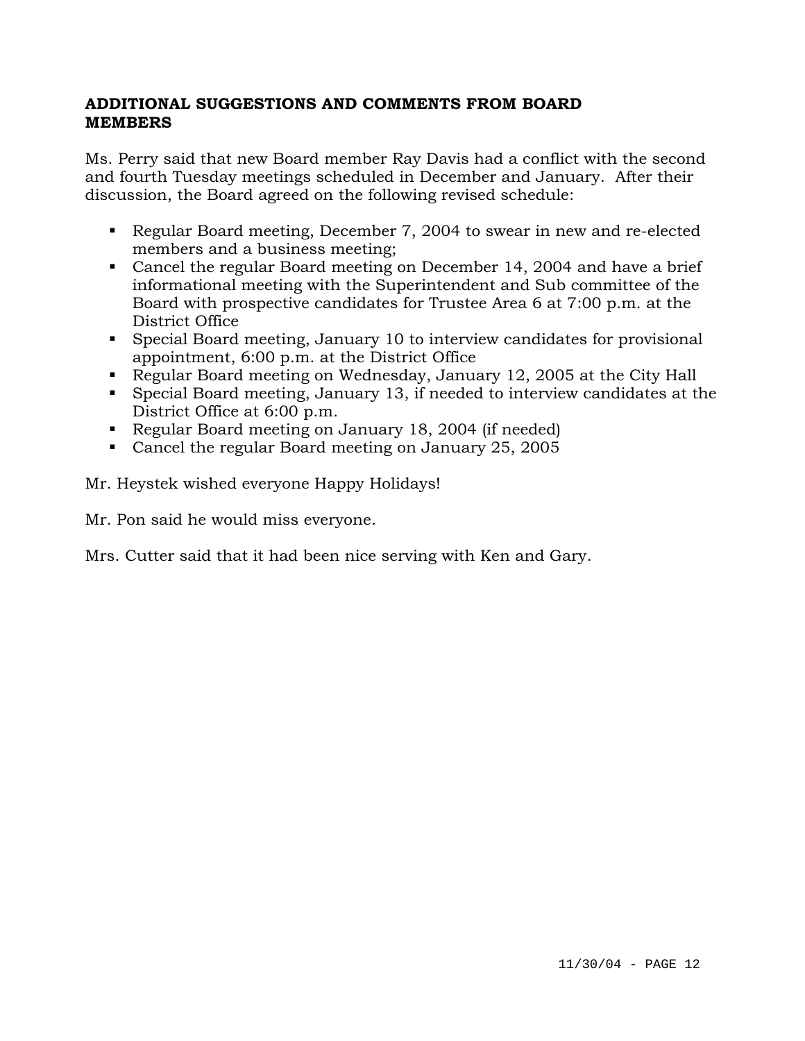## ADDITIONAL SUGGESTIONS AND COMMENTS FROM BOARD MEMBERS

Ms. Perry said that new Board member Ray Davis had a conflict with the second and fourth Tuesday meetings scheduled in December and January. After their discussion, the Board agreed on the following revised schedule:

- Regular Board meeting, December 7, 2004 to swear in new and re-elected members and a business meeting;
- Cancel the regular Board meeting on December 14, 2004 and have a brief informational meeting with the Superintendent and Sub committee of the Board with prospective candidates for Trustee Area 6 at 7:00 p.m. at the District Office
- Special Board meeting, January 10 to interview candidates for provisional appointment, 6:00 p.m. at the District Office
- Regular Board meeting on Wednesday, January 12, 2005 at the City Hall
- Special Board meeting, January 13, if needed to interview candidates at the District Office at 6:00 p.m.
- Regular Board meeting on January 18, 2004 (if needed)
- Cancel the regular Board meeting on January 25, 2005

Mr. Heystek wished everyone Happy Holidays!

Mr. Pon said he would miss everyone.

Mrs. Cutter said that it had been nice serving with Ken and Gary.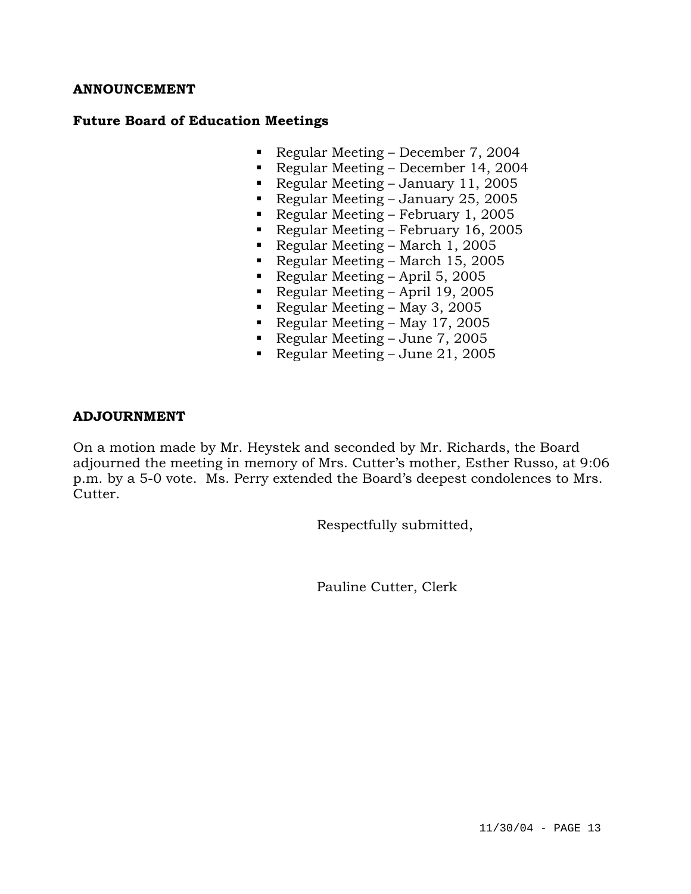**ANNOUNCEMENT**

**Future Board of Education Meetings**

- Regular Meeting – December 7, 2004
- Regular Meeting – December 14, 2004
- Regular Meeting – January 11, 2005
- Regular Meeting – January 25, 2005
- Regular Meeting – February 1, 2005
- Regular Meeting – February 16, 2005
- Regular Meeting – March 1, 2005
- Regular Meeting – March 15, 2005
- Regular Meeting – April 5, 2005
- Regular Meeting – April 19, 2005
- Regular Meeting – May 3, 2005
- Regular Meeting – May 17, 2005
- Regular Meeting – June 7, 2005
- Regular Meeting – June 21, 2005

**ADJOURNMENT**

On a motion made by Mr. Heystek and seconded by Mr. Richards, the Board adjourned the meeting in memory of Mrs. Cutter's mother, Esther Russo, at 9:06 p.m. by a 5-0 vote. Ms. Perry extended the Board's deepest condolences to Mrs. Cutter.

Respectfully submitted,

Pauline Cutter, Clerk